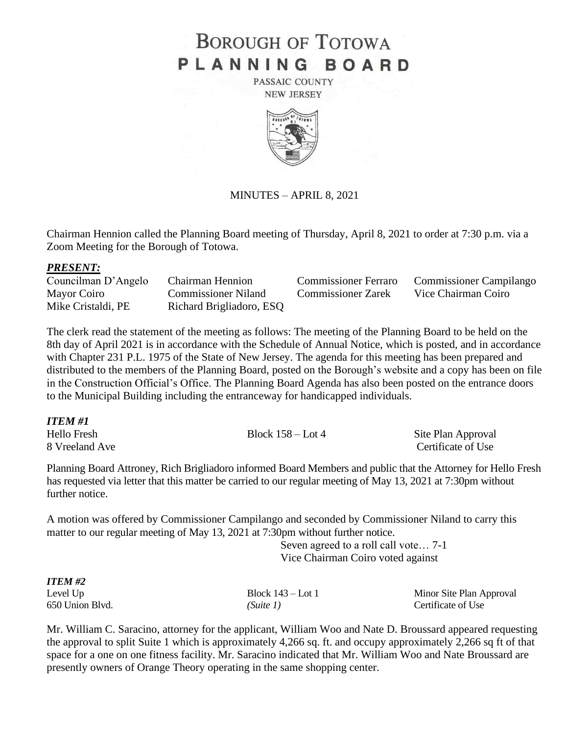# BOROUGH OF TOTOWA
# PLANNING BOARD

PASSAIC COUNTY
NEW JERSEY

MINUTES – APRIL 8, 2021

Chairman Hennion called the Planning Board meeting of Thursday, April 8, 2021 to order at 7:30 p.m. via a Zoom Meeting for the Borough of Totowa.

***PRESENT:***

| | | | |
|---|---|---|---|
| Councilman D'Angelo | Chairman Hennion | Commissioner Ferraro | Commissioner Campilango |
| Mayor Coiro | Commissioner Niland | Commissioner Zarek | Vice Chairman Coiro |
| Mike Cristaldi, PE | Richard Brigliadoro, ESQ | | |

The clerk read the statement of the meeting as follows: The meeting of the Planning Board to be held on the 8th day of April 2021 is in accordance with the Schedule of Annual Notice, which is posted, and in accordance with Chapter 231 P.L. 1975 of the State of New Jersey. The agenda for this meeting has been prepared and distributed to the members of the Planning Board, posted on the Borough's website and a copy has been on file in the Construction Official's Office. The Planning Board Agenda has also been posted on the entrance doors to the Municipal Building including the entranceway for handicapped individuals.

***ITEM #1***

| | | |
|---|---|---|
| Hello Fresh | Block 158 – Lot 4 | Site Plan Approval |
| 8 Vreeland Ave | | Certificate of Use |

Planning Board Attroney, Rich Brigliadoro informed Board Members and public that the Attorney for Hello Fresh has requested via letter that this matter be carried to our regular meeting of May 13, 2021 at 7:30pm without further notice.

A motion was offered by Commissioner Campilango and seconded by Commissioner Niland to carry this matter to our regular meeting of May 13, 2021 at 7:30pm without further notice.

Seven agreed to a roll call vote… 7-1
Vice Chairman Coiro voted against

***ITEM #2***

| | | |
|---|---|---|
| Level Up | Block 143 – Lot 1 | Minor Site Plan Approval |
| 650 Union Blvd. | *(Suite 1)* | Certificate of Use |

Mr. William C. Saracino, attorney for the applicant, William Woo and Nate D. Broussard appeared requesting the approval to split Suite 1 which is approximately 4,266 sq. ft. and occupy approximately 2,266 sq ft of that space for a one on one fitness facility. Mr. Saracino indicated that Mr. William Woo and Nate Broussard are presently owners of Orange Theory operating in the same shopping center.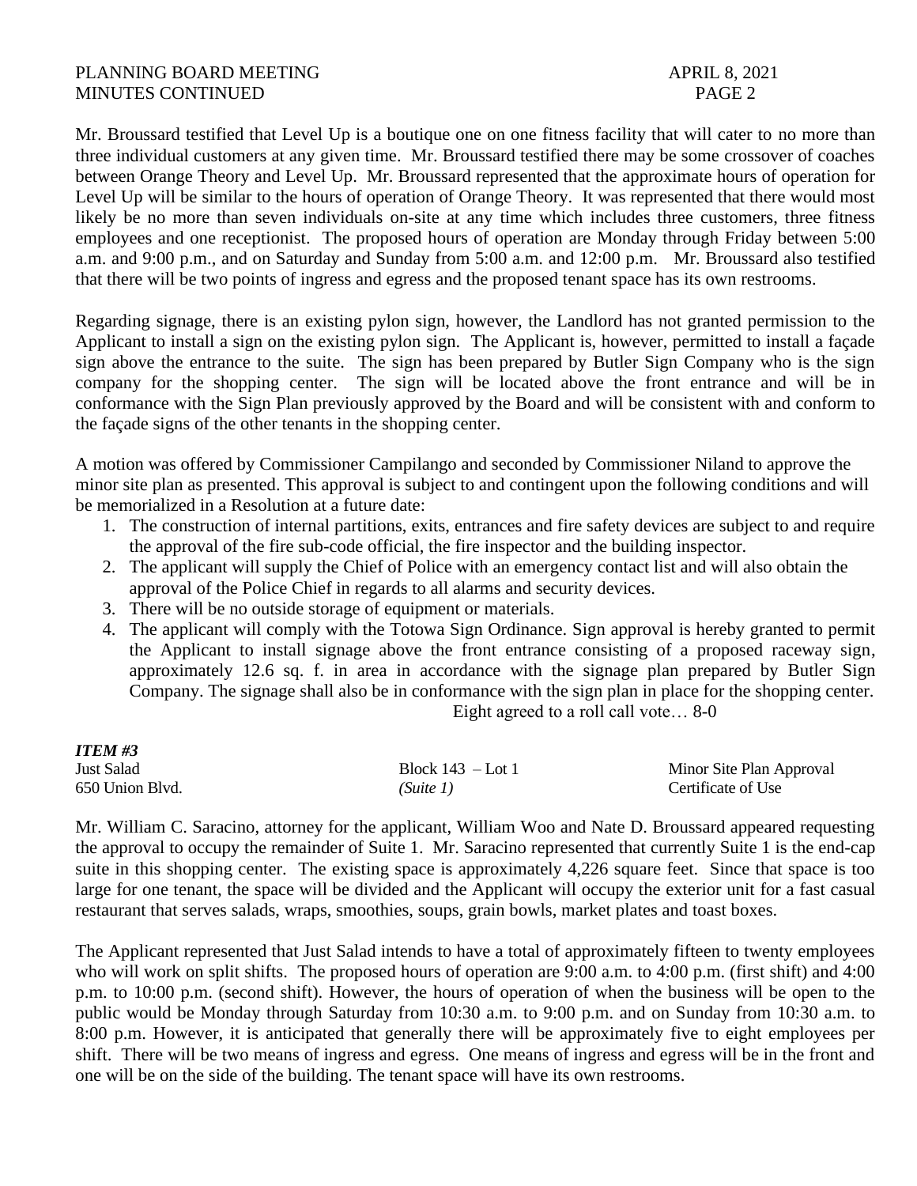Mr. Broussard testified that Level Up is a boutique one on one fitness facility that will cater to no more than three individual customers at any given time. Mr. Broussard testified there may be some crossover of coaches between Orange Theory and Level Up. Mr. Broussard represented that the approximate hours of operation for Level Up will be similar to the hours of operation of Orange Theory. It was represented that there would most likely be no more than seven individuals on-site at any time which includes three customers, three fitness employees and one receptionist. The proposed hours of operation are Monday through Friday between 5:00 a.m. and 9:00 p.m., and on Saturday and Sunday from 5:00 a.m. and 12:00 p.m. Mr. Broussard also testified that there will be two points of ingress and egress and the proposed tenant space has its own restrooms.

Regarding signage, there is an existing pylon sign, however, the Landlord has not granted permission to the Applicant to install a sign on the existing pylon sign. The Applicant is, however, permitted to install a façade sign above the entrance to the suite. The sign has been prepared by Butler Sign Company who is the sign company for the shopping center. The sign will be located above the front entrance and will be in conformance with the Sign Plan previously approved by the Board and will be consistent with and conform to the façade signs of the other tenants in the shopping center.

A motion was offered by Commissioner Campilango and seconded by Commissioner Niland to approve the minor site plan as presented. This approval is subject to and contingent upon the following conditions and will be memorialized in a Resolution at a future date:

1. The construction of internal partitions, exits, entrances and fire safety devices are subject to and require the approval of the fire sub-code official, the fire inspector and the building inspector.
2. The applicant will supply the Chief of Police with an emergency contact list and will also obtain the approval of the Police Chief in regards to all alarms and security devices.
3. There will be no outside storage of equipment or materials.
4. The applicant will comply with the Totowa Sign Ordinance. Sign approval is hereby granted to permit the Applicant to install signage above the front entrance consisting of a proposed raceway sign, approximately 12.6 sq. f. in area in accordance with the signage plan prepared by Butler Sign Company. The signage shall also be in conformance with the sign plan in place for the shopping center.

Eight agreed to a roll call vote… 8-0

***ITEM #3***

| | | |
|---|---|---|
| Just Salad | Block 143 – Lot 1 | Minor Site Plan Approval |
| 650 Union Blvd. | *(Suite 1)* | Certificate of Use |

Mr. William C. Saracino, attorney for the applicant, William Woo and Nate D. Broussard appeared requesting the approval to occupy the remainder of Suite 1. Mr. Saracino represented that currently Suite 1 is the end-cap suite in this shopping center. The existing space is approximately 4,226 square feet. Since that space is too large for one tenant, the space will be divided and the Applicant will occupy the exterior unit for a fast casual restaurant that serves salads, wraps, smoothies, soups, grain bowls, market plates and toast boxes.

The Applicant represented that Just Salad intends to have a total of approximately fifteen to twenty employees who will work on split shifts. The proposed hours of operation are 9:00 a.m. to 4:00 p.m. (first shift) and 4:00 p.m. to 10:00 p.m. (second shift). However, the hours of operation of when the business will be open to the public would be Monday through Saturday from 10:30 a.m. to 9:00 p.m. and on Sunday from 10:30 a.m. to 8:00 p.m. However, it is anticipated that generally there will be approximately five to eight employees per shift. There will be two means of ingress and egress. One means of ingress and egress will be in the front and one will be on the side of the building. The tenant space will have its own restrooms.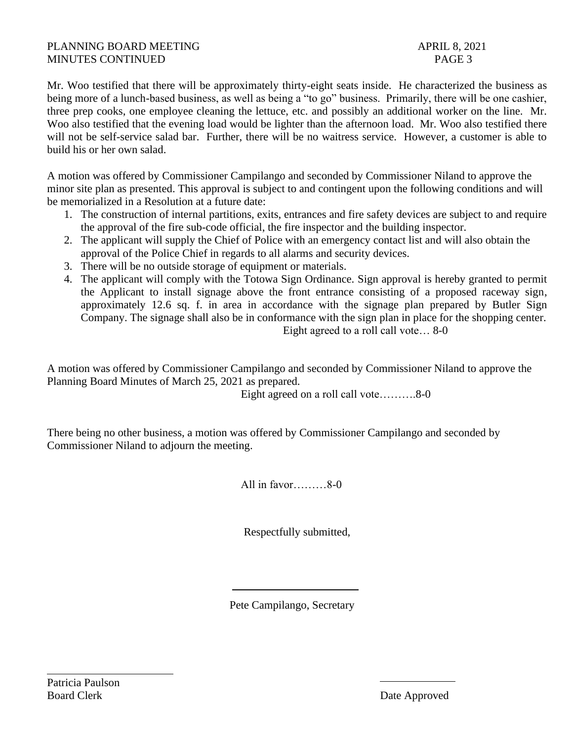Mr. Woo testified that there will be approximately thirty-eight seats inside. He characterized the business as being more of a lunch-based business, as well as being a "to go" business. Primarily, there will be one cashier, three prep cooks, one employee cleaning the lettuce, etc. and possibly an additional worker on the line. Mr. Woo also testified that the evening load would be lighter than the afternoon load. Mr. Woo also testified there will not be self-service salad bar. Further, there will be no waitress service. However, a customer is able to build his or her own salad.

A motion was offered by Commissioner Campilango and seconded by Commissioner Niland to approve the minor site plan as presented. This approval is subject to and contingent upon the following conditions and will be memorialized in a Resolution at a future date:

1. The construction of internal partitions, exits, entrances and fire safety devices are subject to and require the approval of the fire sub-code official, the fire inspector and the building inspector.
2. The applicant will supply the Chief of Police with an emergency contact list and will also obtain the approval of the Police Chief in regards to all alarms and security devices.
3. There will be no outside storage of equipment or materials.
4. The applicant will comply with the Totowa Sign Ordinance. Sign approval is hereby granted to permit the Applicant to install signage above the front entrance consisting of a proposed raceway sign, approximately 12.6 sq. f. in area in accordance with the signage plan prepared by Butler Sign Company. The signage shall also be in conformance with the sign plan in place for the shopping center.

Eight agreed to a roll call vote… 8-0

A motion was offered by Commissioner Campilango and seconded by Commissioner Niland to approve the Planning Board Minutes of March 25, 2021 as prepared.

Eight agreed on a roll call vote……….8-0

There being no other business, a motion was offered by Commissioner Campilango and seconded by Commissioner Niland to adjourn the meeting.

All in favor………8-0

Respectfully submitted,

Pete Campilango, Secretary

Patricia Paulson
Board Clerk

Date Approved